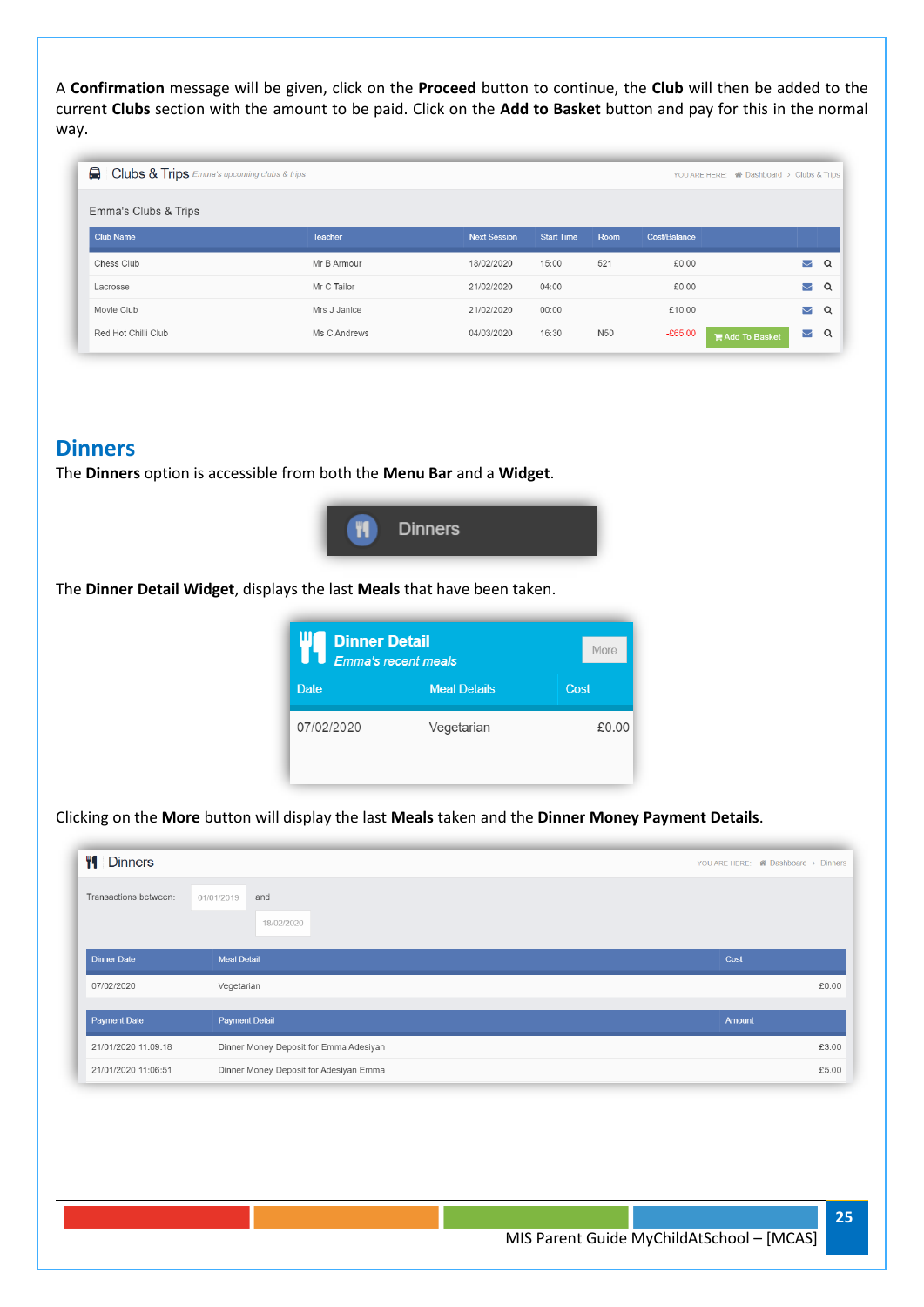A **Confirmation** message will be given, click on the **Proceed** button to continue, the **Club** will then be added to the current **Clubs** section with the amount to be paid. Click on the **Add to Basket** button and pay for this in the normal way.

Clubs & Trips *Emma's upcoming clubs & trips*

YOU ARE HERE: Dashboard > Clubs & Trips

Emma's Clubs & Trips

| Club Name | Teacher | Next Session | Start Time | Room | Cost/Balance | | | |
|---|---|---|---|---|---|---|---|---|
| Chess Club | Mr B Armour | 18/02/2020 | 15:00 | 521 | £0.00 | | | |
| Lacrosse | Mr C Tailor | 21/02/2020 | 04:00 | | £0.00 | | | |
| Movie Club | Mrs J Janice | 21/02/2020 | 00:00 | | £10.00 | | | |
| Red Hot Chilli Club | Ms C Andrews | 04/03/2020 | 16:30 | N50 | -£65.00 | Add To Basket | | |

## Dinners

The **Dinners** option is accessible from both the **Menu Bar** and a **Widget**.

Dinners

The **Dinner Detail Widget**, displays the last **Meals** that have been taken.

**Dinner Detail**
*Emma's recent meals*

More

| Date | Meal Details | Cost |
|---|---|---|
| 07/02/2020 | Vegetarian | £0.00 |

Clicking on the **More** button will display the last **Meals** taken and the **Dinner Money Payment Details**.

Dinners

YOU ARE HERE: Dashboard > Dinners

Transactions between: 01/01/2019 and 18/02/2020

| Dinner Date | Meal Detail | Cost |
|---|---|---|
| 07/02/2020 | Vegetarian | £0.00 |

| Payment Date | Payment Detail | Amount |
|---|---|---|
| 21/01/2020 11:09:18 | Dinner Money Deposit for Emma Adesiyan | £3.00 |
| 21/01/2020 11:06:51 | Dinner Money Deposit for Adesiyan Emma | £5.00 |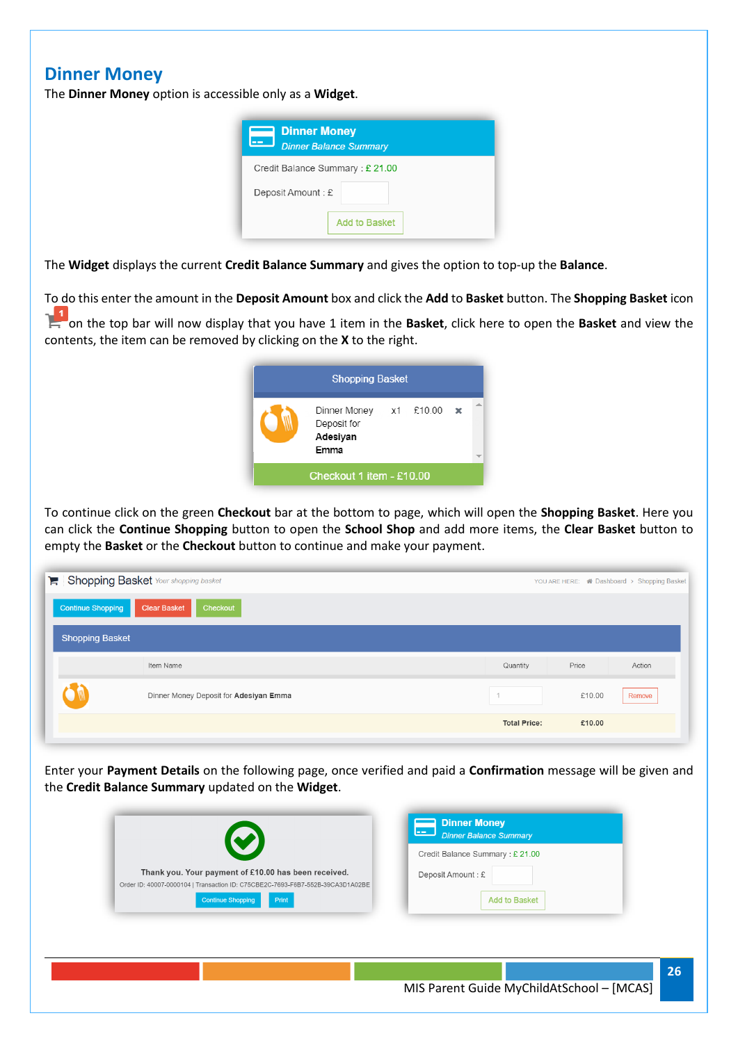## Dinner Money

The **Dinner Money** option is accessible only as a **Widget**.

The **Widget** displays the current **Credit Balance Summary** and gives the option to top-up the **Balance**.

To do this enter the amount in the **Deposit Amount** box and click the **Add** to **Basket** button. The **Shopping Basket** icon on the top bar will now display that you have 1 item in the **Basket**, click here to open the **Basket** and view the contents, the item can be removed by clicking on the **X** to the right.

To continue click on the green **Checkout** bar at the bottom to page, which will open the **Shopping Basket**. Here you can click the **Continue Shopping** button to open the **School Shop** and add more items, the **Clear Basket** button to empty the **Basket** or the **Checkout** button to continue and make your payment.

Enter your **Payment Details** on the following page, once verified and paid a **Confirmation** message will be given and the **Credit Balance Summary** updated on the **Widget**.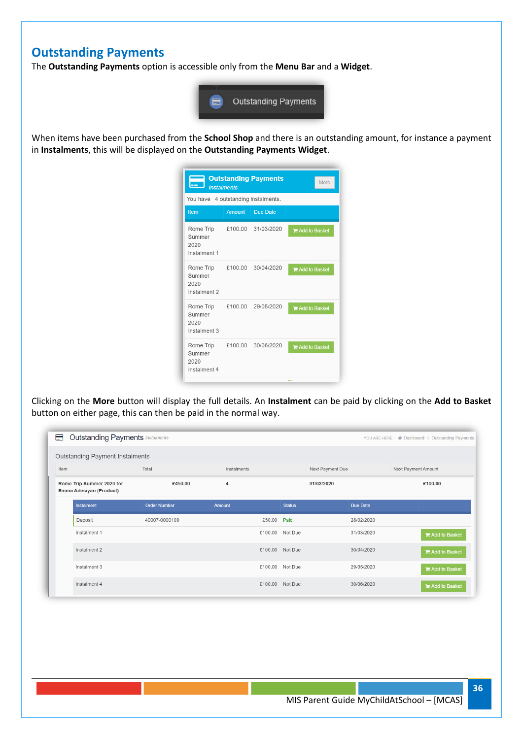## Outstanding Payments

The **Outstanding Payments** option is accessible only from the **Menu Bar** and a **Widget**.

When items have been purchased from the **School Shop** and there is an outstanding amount, for instance a payment in **Instalments**, this will be displayed on the **Outstanding Payments Widget**.

Clicking on the **More** button will display the full details. An **Instalment** can be paid by clicking on the **Add to Basket** button on either page, this can then be paid in the normal way.